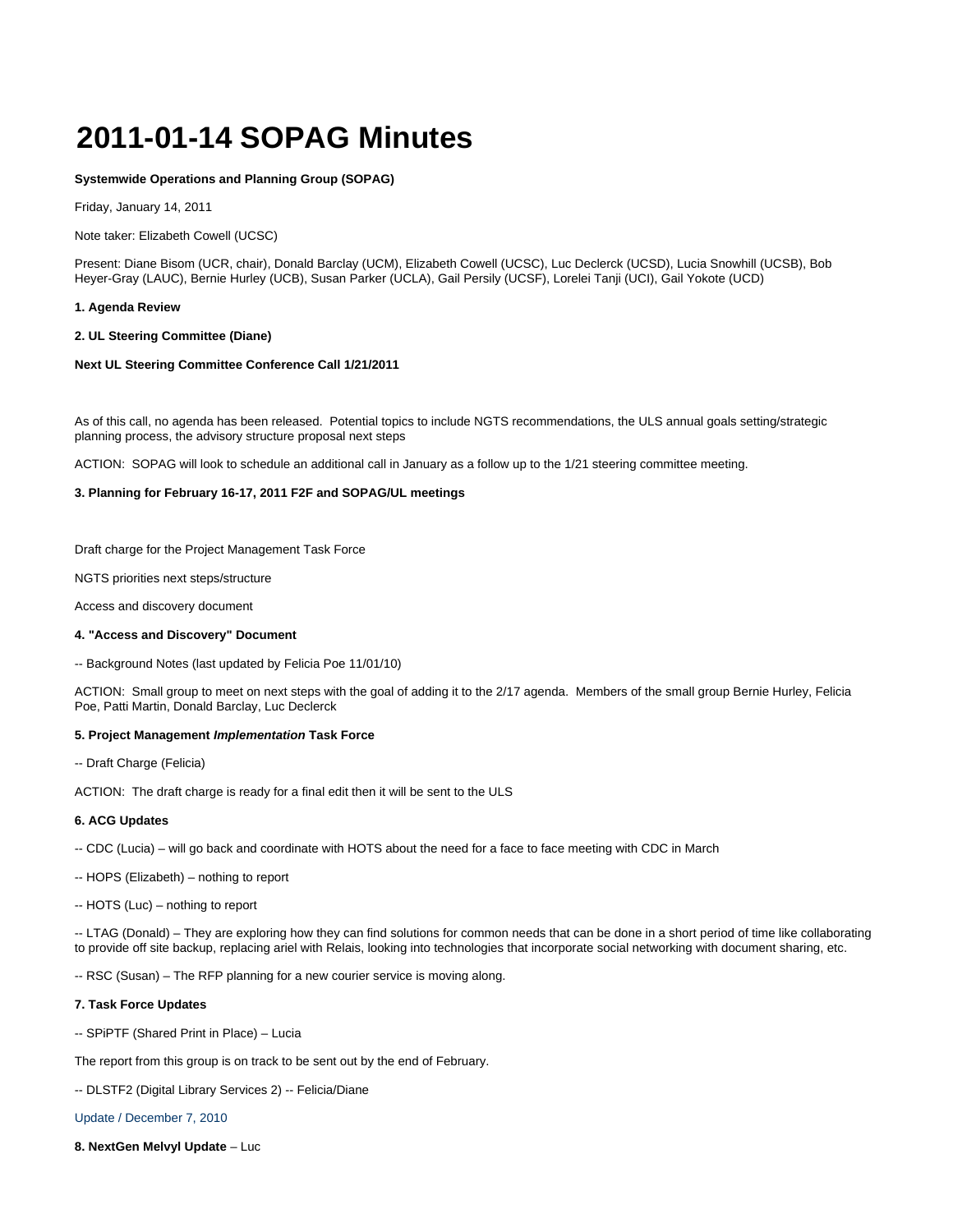# 2011-01-14 SOPAG Minutes

**Systemwide Operations and Planning Group (SOPAG)**

Friday, January 14, 2011

Note taker: Elizabeth Cowell (UCSC)

Present: Diane Bisom (UCR, chair), Donald Barclay (UCM), Elizabeth Cowell (UCSC), Luc Declerck (UCSD), Lucia Snowhill (UCSB), Bob Heyer-Gray (LAUC), Bernie Hurley (UCB), Susan Parker (UCLA), Gail Persily (UCSF), Lorelei Tanji (UCI), Gail Yokote (UCD)

**1. Agenda Review**

**2. UL Steering Committee (Diane)**

**Next UL Steering Committee Conference Call 1/21/2011**

As of this call, no agenda has been released. Potential topics to include NGTS recommendations, the ULS annual goals setting/strategic planning process, the advisory structure proposal next steps

ACTION: SOPAG will look to schedule an additional call in January as a follow up to the 1/21 steering committee meeting.

**3. Planning for February 16-17, 2011 F2F and SOPAG/UL meetings**

Draft charge for the Project Management Task Force

NGTS priorities next steps/structure

Access and discovery document

**4. "Access and Discovery" Document**

-- Background Notes (last updated by Felicia Poe 11/01/10)

ACTION: Small group to meet on next steps with the goal of adding it to the 2/17 agenda. Members of the small group Bernie Hurley, Felicia Poe, Patti Martin, Donald Barclay, Luc Declerck

**5. Project Management *Implementation* Task Force**

-- Draft Charge (Felicia)

ACTION: The draft charge is ready for a final edit then it will be sent to the ULS

**6. ACG Updates**

-- CDC (Lucia) – will go back and coordinate with HOTS about the need for a face to face meeting with CDC in March

-- HOPS (Elizabeth) – nothing to report

-- HOTS (Luc) – nothing to report

-- LTAG (Donald) – They are exploring how they can find solutions for common needs that can be done in a short period of time like collaborating to provide off site backup, replacing ariel with Relais, looking into technologies that incorporate social networking with document sharing, etc.

-- RSC (Susan) – The RFP planning for a new courier service is moving along.

**7. Task Force Updates**

-- SPiPTF (Shared Print in Place) – Lucia

The report from this group is on track to be sent out by the end of February.

-- DLSTF2 (Digital Library Services 2) -- Felicia/Diane

Update / December 7, 2010

**8. NextGen Melvyl Update** – Luc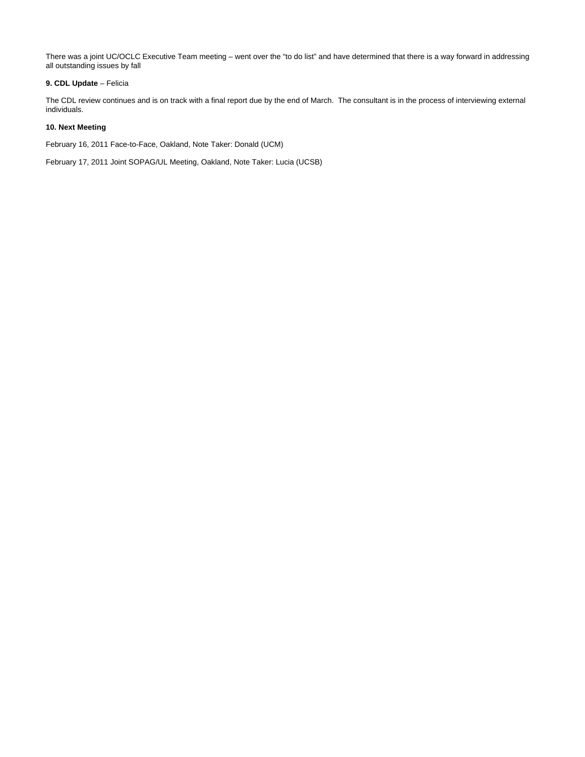There was a joint UC/OCLC Executive Team meeting – went over the "to do list" and have determined that there is a way forward in addressing all outstanding issues by fall

**9. CDL Update** – Felicia

The CDL review continues and is on track with a final report due by the end of March. The consultant is in the process of interviewing external individuals.

**10. Next Meeting**

February 16, 2011 Face-to-Face, Oakland, Note Taker: Donald (UCM)

February 17, 2011 Joint SOPAG/UL Meeting, Oakland, Note Taker: Lucia (UCSB)